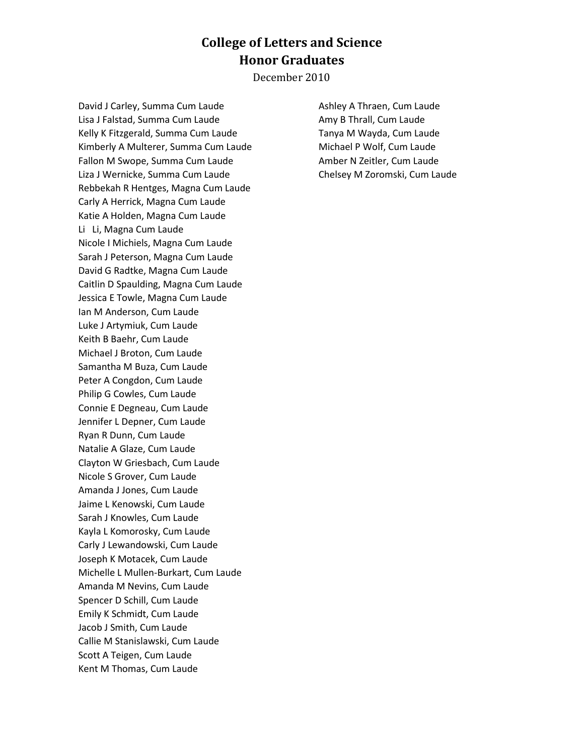# College of Letters and Science
# Honor Graduates

December 2010

David J Carley, Summa Cum Laude
Lisa J Falstad, Summa Cum Laude
Kelly K Fitzgerald, Summa Cum Laude
Kimberly A Multerer, Summa Cum Laude
Fallon M Swope, Summa Cum Laude
Liza J Wernicke, Summa Cum Laude
Rebbekah R Hentges, Magna Cum Laude
Carly A Herrick, Magna Cum Laude
Katie A Holden, Magna Cum Laude
Li Li, Magna Cum Laude
Nicole I Michiels, Magna Cum Laude
Sarah J Peterson, Magna Cum Laude
David G Radtke, Magna Cum Laude
Caitlin D Spaulding, Magna Cum Laude
Jessica E Towle, Magna Cum Laude
Ian M Anderson, Cum Laude
Luke J Artymiuk, Cum Laude
Keith B Baehr, Cum Laude
Michael J Broton, Cum Laude
Samantha M Buza, Cum Laude
Peter A Congdon, Cum Laude
Philip G Cowles, Cum Laude
Connie E Degneau, Cum Laude
Jennifer L Depner, Cum Laude
Ryan R Dunn, Cum Laude
Natalie A Glaze, Cum Laude
Clayton W Griesbach, Cum Laude
Nicole S Grover, Cum Laude
Amanda J Jones, Cum Laude
Jaime L Kenowski, Cum Laude
Sarah J Knowles, Cum Laude
Kayla L Komorosky, Cum Laude
Carly J Lewandowski, Cum Laude
Joseph K Motacek, Cum Laude
Michelle L Mullen-Burkart, Cum Laude
Amanda M Nevins, Cum Laude
Spencer D Schill, Cum Laude
Emily K Schmidt, Cum Laude
Jacob J Smith, Cum Laude
Callie M Stanislawski, Cum Laude
Scott A Teigen, Cum Laude
Kent M Thomas, Cum Laude
Ashley A Thraen, Cum Laude
Amy B Thrall, Cum Laude
Tanya M Wayda, Cum Laude
Michael P Wolf, Cum Laude
Amber N Zeitler, Cum Laude
Chelsey M Zoromski, Cum Laude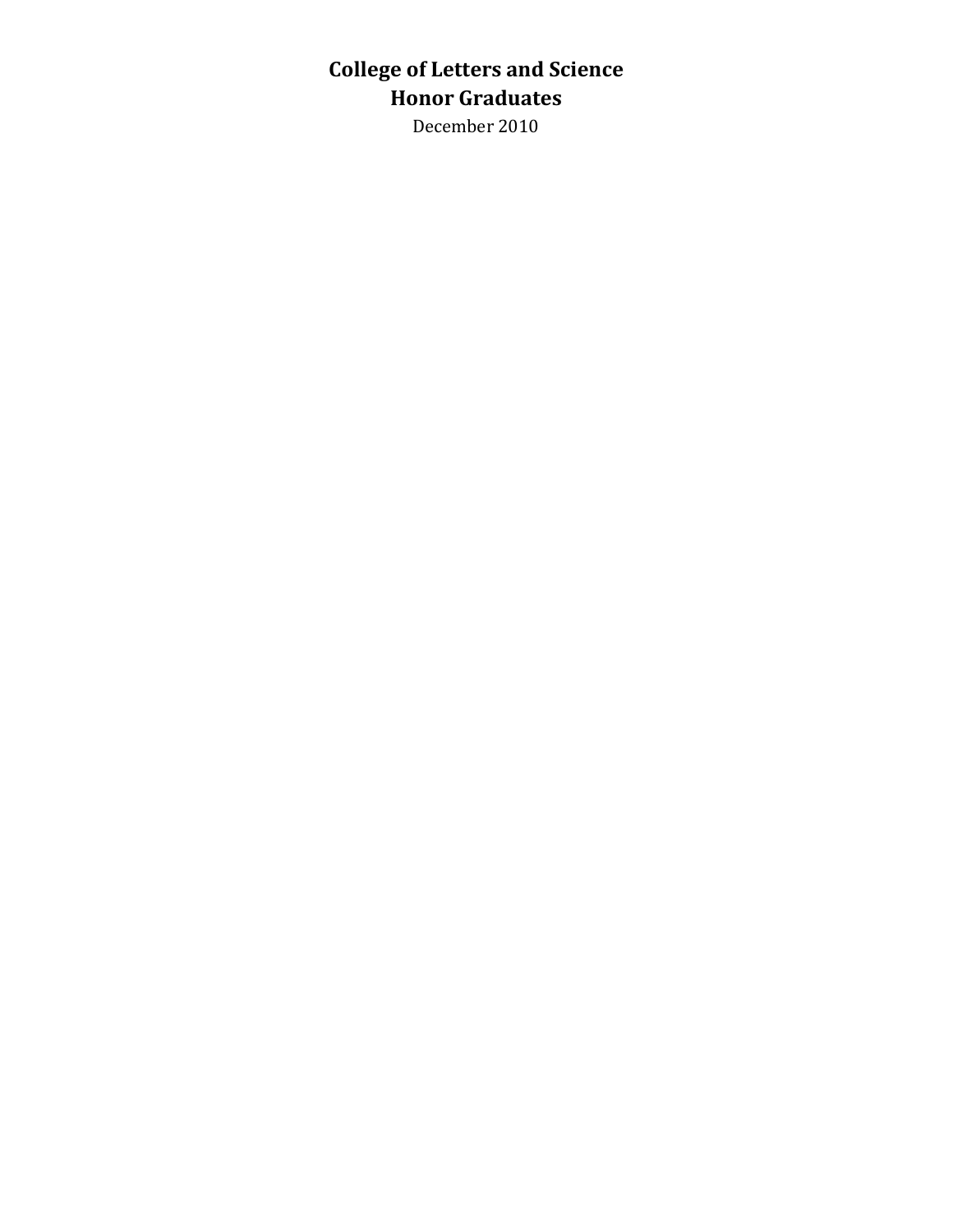# College of Letters and Science
# Honor Graduates

December 2010